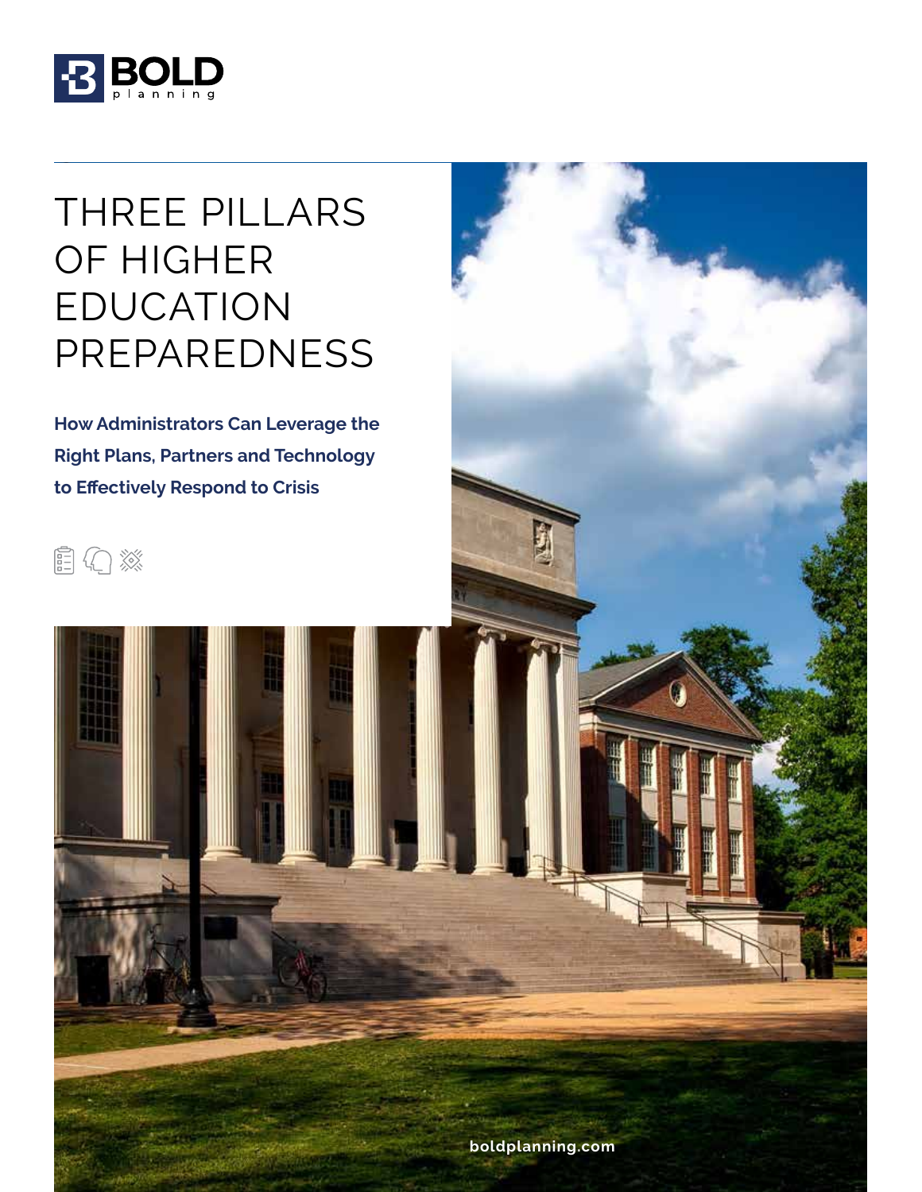BOLD planning

# THREE PILLARS OF HIGHER EDUCATION PREPAREDNESS

**How Administrators Can Leverage the Right Plans, Partners and Technology to Effectively Respond to Crisis**

boldplanning.com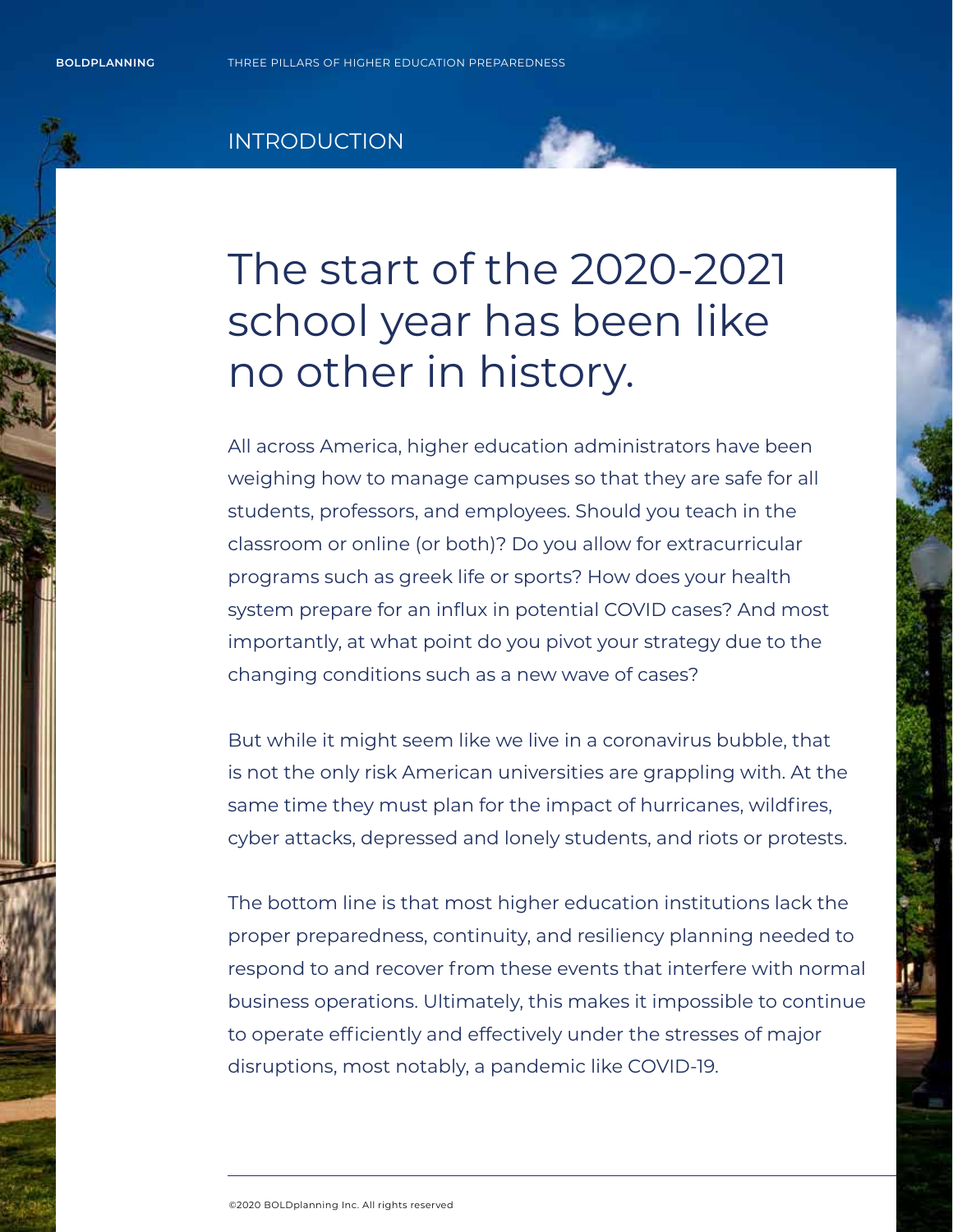## INTRODUCTION

# The start of the 2020-2021 school year has been like no other in history.

All across America, higher education administrators have been weighing how to manage campuses so that they are safe for all students, professors, and employees. Should you teach in the classroom or online (or both)? Do you allow for extracurricular programs such as greek life or sports? How does your health system prepare for an influx in potential COVID cases? And most importantly, at what point do you pivot your strategy due to the changing conditions such as a new wave of cases?

But while it might seem like we live in a coronavirus bubble, that is not the only risk American universities are grappling with. At the same time they must plan for the impact of hurricanes, wildfires, cyber attacks, depressed and lonely students, and riots or protests.

The bottom line is that most higher education institutions lack the proper preparedness, continuity, and resiliency planning needed to respond to and recover from these events that interfere with normal business operations. Ultimately, this makes it impossible to continue to operate efficiently and effectively under the stresses of major disruptions, most notably, a pandemic like COVID-19.

©2020 BOLDplanning Inc. All rights reserved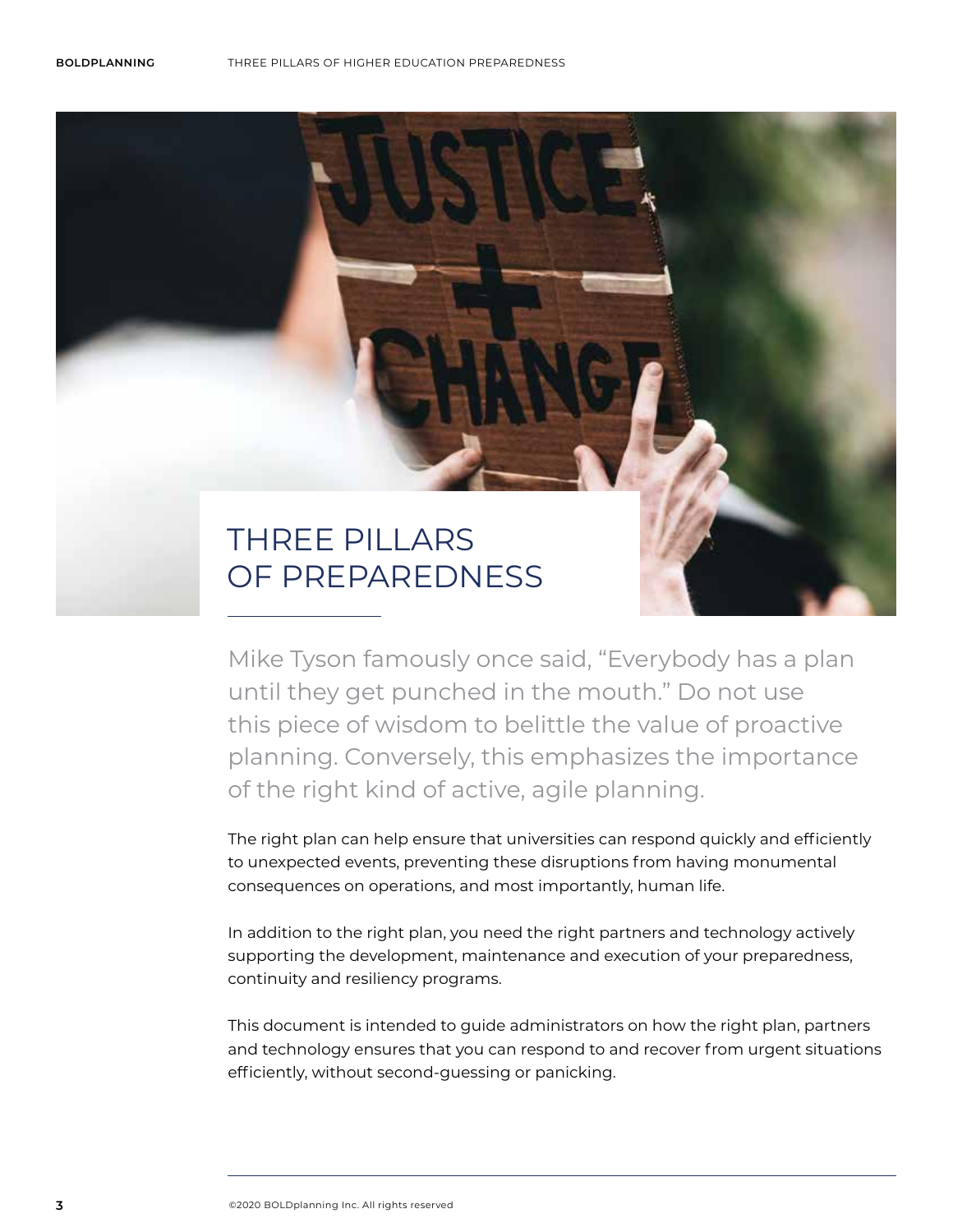# THREE PILLARS OF PREPAREDNESS

Mike Tyson famously once said, "Everybody has a plan until they get punched in the mouth." Do not use this piece of wisdom to belittle the value of proactive planning. Conversely, this emphasizes the importance of the right kind of active, agile planning.

The right plan can help ensure that universities can respond quickly and efficiently to unexpected events, preventing these disruptions from having monumental consequences on operations, and most importantly, human life.

In addition to the right plan, you need the right partners and technology actively supporting the development, maintenance and execution of your preparedness, continuity and resiliency programs.

This document is intended to guide administrators on how the right plan, partners and technology ensures that you can respond to and recover from urgent situations efficiently, without second-guessing or panicking.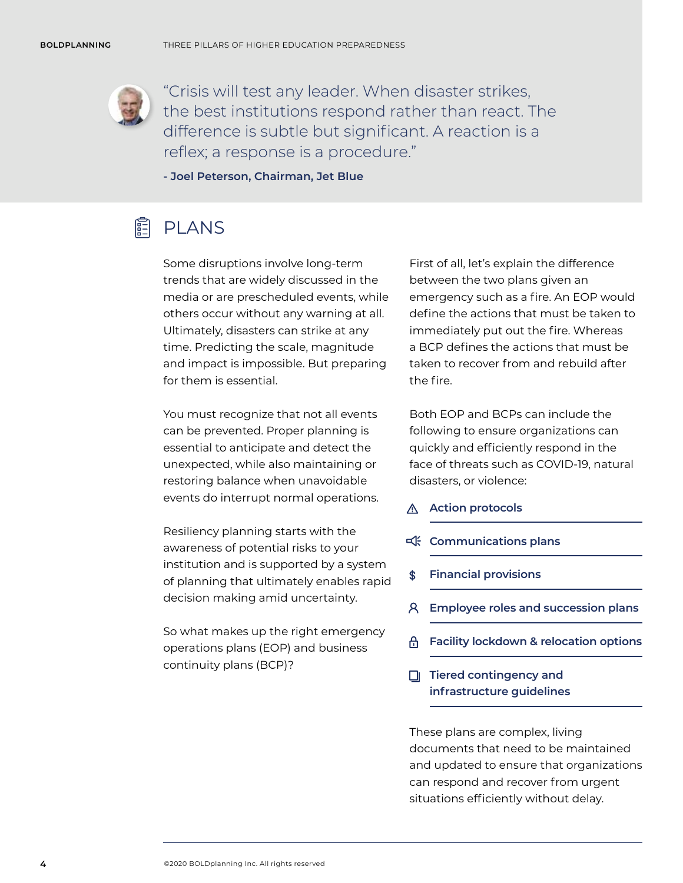> "Crisis will test any leader. When disaster strikes, the best institutions respond rather than react. The difference is subtle but significant. A reaction is a reflex; a response is a procedure."
>
> **- Joel Peterson, Chairman, Jet Blue**

## PLANS

Some disruptions involve long-term trends that are widely discussed in the media or are prescheduled events, while others occur without any warning at all. Ultimately, disasters can strike at any time. Predicting the scale, magnitude and impact is impossible. But preparing for them is essential.

You must recognize that not all events can be prevented. Proper planning is essential to anticipate and detect the unexpected, while also maintaining or restoring balance when unavoidable events do interrupt normal operations.

Resiliency planning starts with the awareness of potential risks to your institution and is supported by a system of planning that ultimately enables rapid decision making amid uncertainty.

So what makes up the right emergency operations plans (EOP) and business continuity plans (BCP)?

First of all, let's explain the difference between the two plans given an emergency such as a fire. An EOP would define the actions that must be taken to immediately put out the fire. Whereas a BCP defines the actions that must be taken to recover from and rebuild after the fire.

Both EOP and BCPs can include the following to ensure organizations can quickly and efficiently respond in the face of threats such as COVID-19, natural disasters, or violence:

- **Action protocols**
- **Communications plans**
- **Financial provisions**
- **Employee roles and succession plans**
- **Facility lockdown & relocation options**
- **Tiered contingency and infrastructure guidelines**

These plans are complex, living documents that need to be maintained and updated to ensure that organizations can respond and recover from urgent situations efficiently without delay.

©2020 BOLDplanning Inc. All rights reserved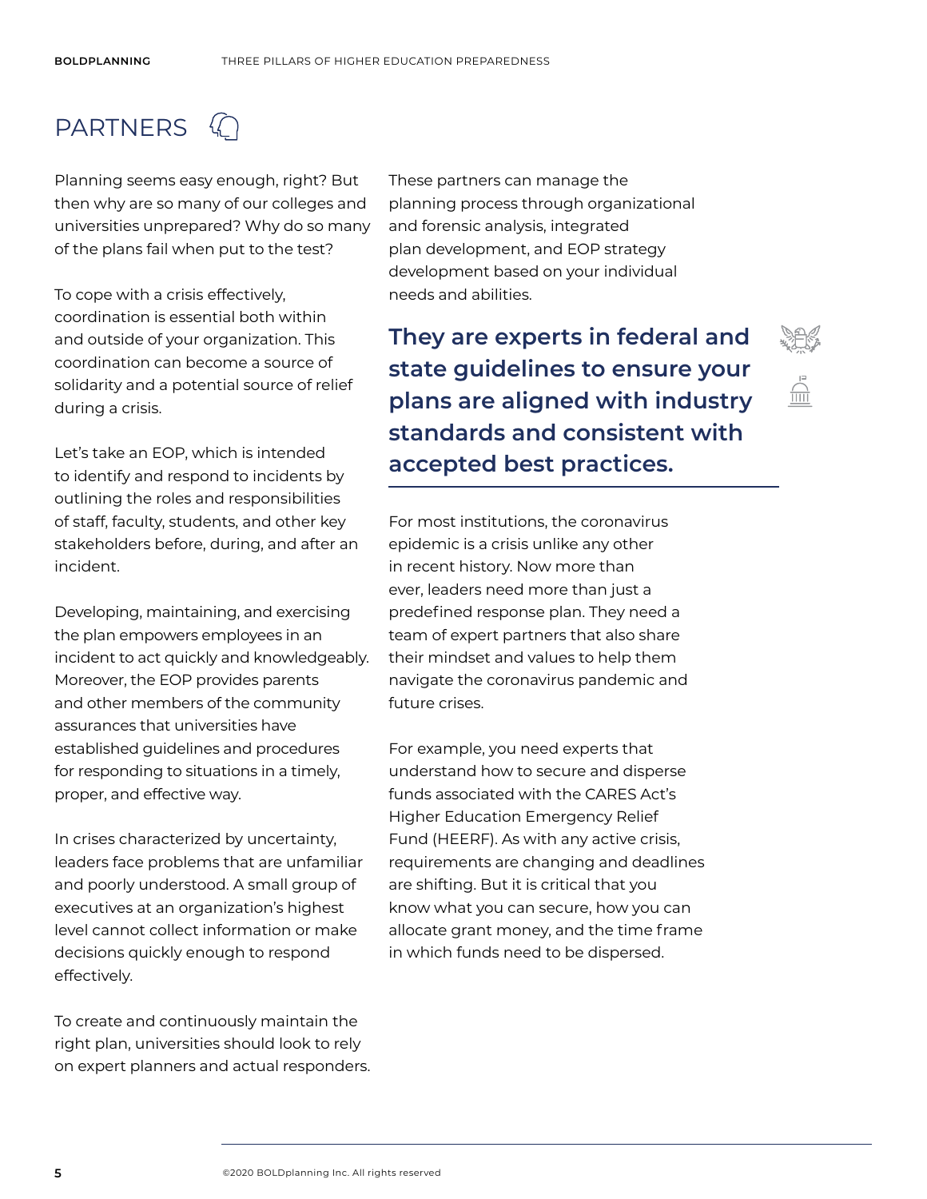# PARTNERS

Planning seems easy enough, right? But then why are so many of our colleges and universities unprepared? Why do so many of the plans fail when put to the test?

To cope with a crisis effectively, coordination is essential both within and outside of your organization. This coordination can become a source of solidarity and a potential source of relief during a crisis.

Let's take an EOP, which is intended to identify and respond to incidents by outlining the roles and responsibilities of staff, faculty, students, and other key stakeholders before, during, and after an incident.

Developing, maintaining, and exercising the plan empowers employees in an incident to act quickly and knowledgeably. Moreover, the EOP provides parents and other members of the community assurances that universities have established guidelines and procedures for responding to situations in a timely, proper, and effective way.

In crises characterized by uncertainty, leaders face problems that are unfamiliar and poorly understood. A small group of executives at an organization's highest level cannot collect information or make decisions quickly enough to respond effectively.

To create and continuously maintain the right plan, universities should look to rely on expert planners and actual responders. These partners can manage the planning process through organizational and forensic analysis, integrated plan development, and EOP strategy development based on your individual needs and abilities.

**They are experts in federal and state guidelines to ensure your plans are aligned with industry standards and consistent with accepted best practices.**

For most institutions, the coronavirus epidemic is a crisis unlike any other in recent history. Now more than ever, leaders need more than just a predefined response plan. They need a team of expert partners that also share their mindset and values to help them navigate the coronavirus pandemic and future crises.

For example, you need experts that understand how to secure and disperse funds associated with the CARES Act's Higher Education Emergency Relief Fund (HEERF). As with any active crisis, requirements are changing and deadlines are shifting. But it is critical that you know what you can secure, how you can allocate grant money, and the time frame in which funds need to be dispersed.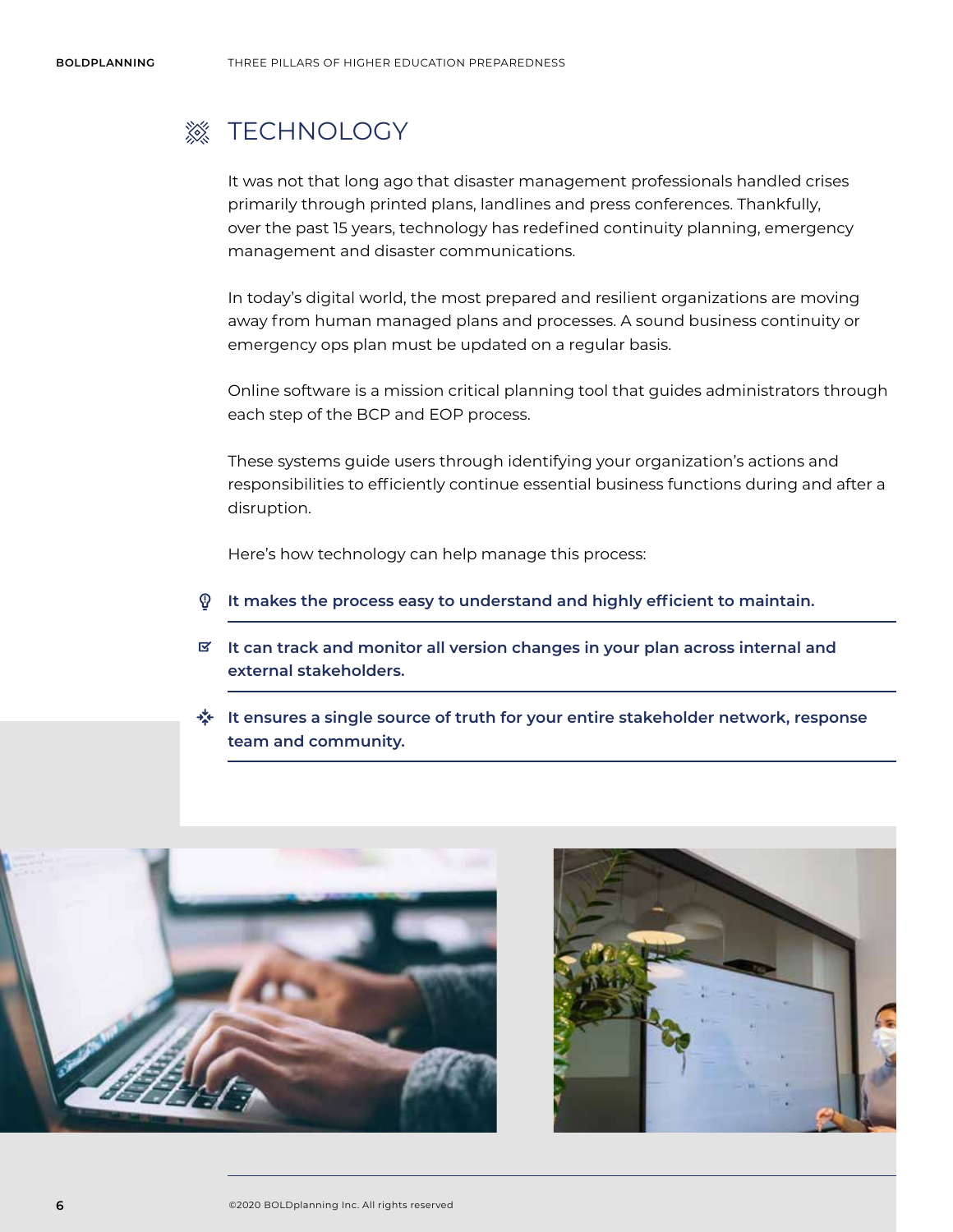# TECHNOLOGY

It was not that long ago that disaster management professionals handled crises primarily through printed plans, landlines and press conferences. Thankfully, over the past 15 years, technology has redefined continuity planning, emergency management and disaster communications.

In today's digital world, the most prepared and resilient organizations are moving away from human managed plans and processes. A sound business continuity or emergency ops plan must be updated on a regular basis.

Online software is a mission critical planning tool that guides administrators through each step of the BCP and EOP process.

These systems guide users through identifying your organization's actions and responsibilities to efficiently continue essential business functions during and after a disruption.

Here's how technology can help manage this process:

- **It makes the process easy to understand and highly efficient to maintain.**
- **It can track and monitor all version changes in your plan across internal and external stakeholders.**
- **It ensures a single source of truth for your entire stakeholder network, response team and community.**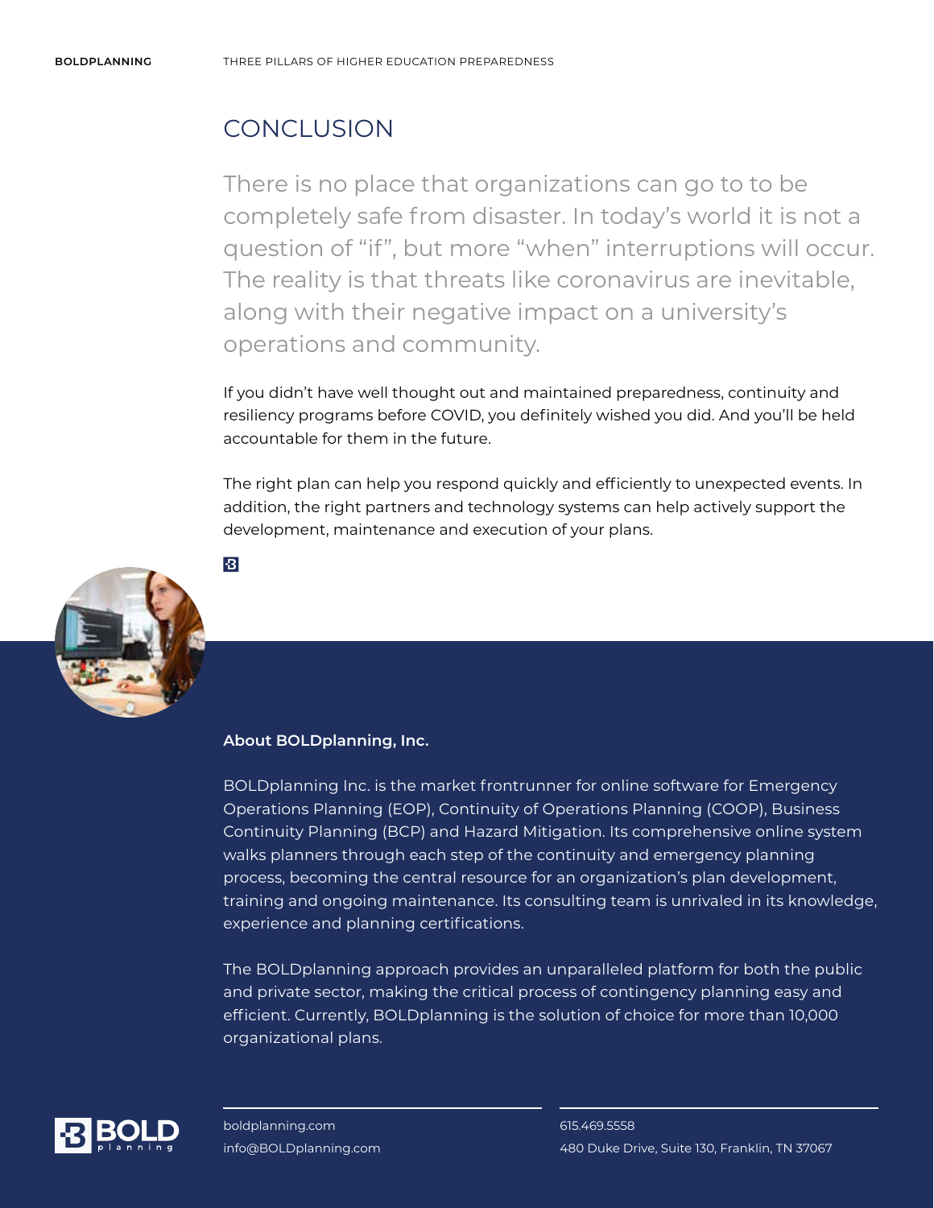## CONCLUSION

There is no place that organizations can go to to be completely safe from disaster. In today's world it is not a question of "if", but more "when" interruptions will occur. The reality is that threats like coronavirus are inevitable, along with their negative impact on a university's operations and community.

If you didn't have well thought out and maintained preparedness, continuity and resiliency programs before COVID, you definitely wished you did. And you'll be held accountable for them in the future.

The right plan can help you respond quickly and efficiently to unexpected events. In addition, the right partners and technology systems can help actively support the development, maintenance and execution of your plans.

**About BOLDplanning, Inc.**

BOLDplanning Inc. is the market frontrunner for online software for Emergency Operations Planning (EOP), Continuity of Operations Planning (COOP), Business Continuity Planning (BCP) and Hazard Mitigation. Its comprehensive online system walks planners through each step of the continuity and emergency planning process, becoming the central resource for an organization's plan development, training and ongoing maintenance. Its consulting team is unrivaled in its knowledge, experience and planning certifications.

The BOLDplanning approach provides an unparalleled platform for both the public and private sector, making the critical process of contingency planning easy and efficient. Currently, BOLDplanning is the solution of choice for more than 10,000 organizational plans.

BOLD planning

boldplanning.com
info@BOLDplanning.com

615.469.5558
480 Duke Drive, Suite 130, Franklin, TN 37067